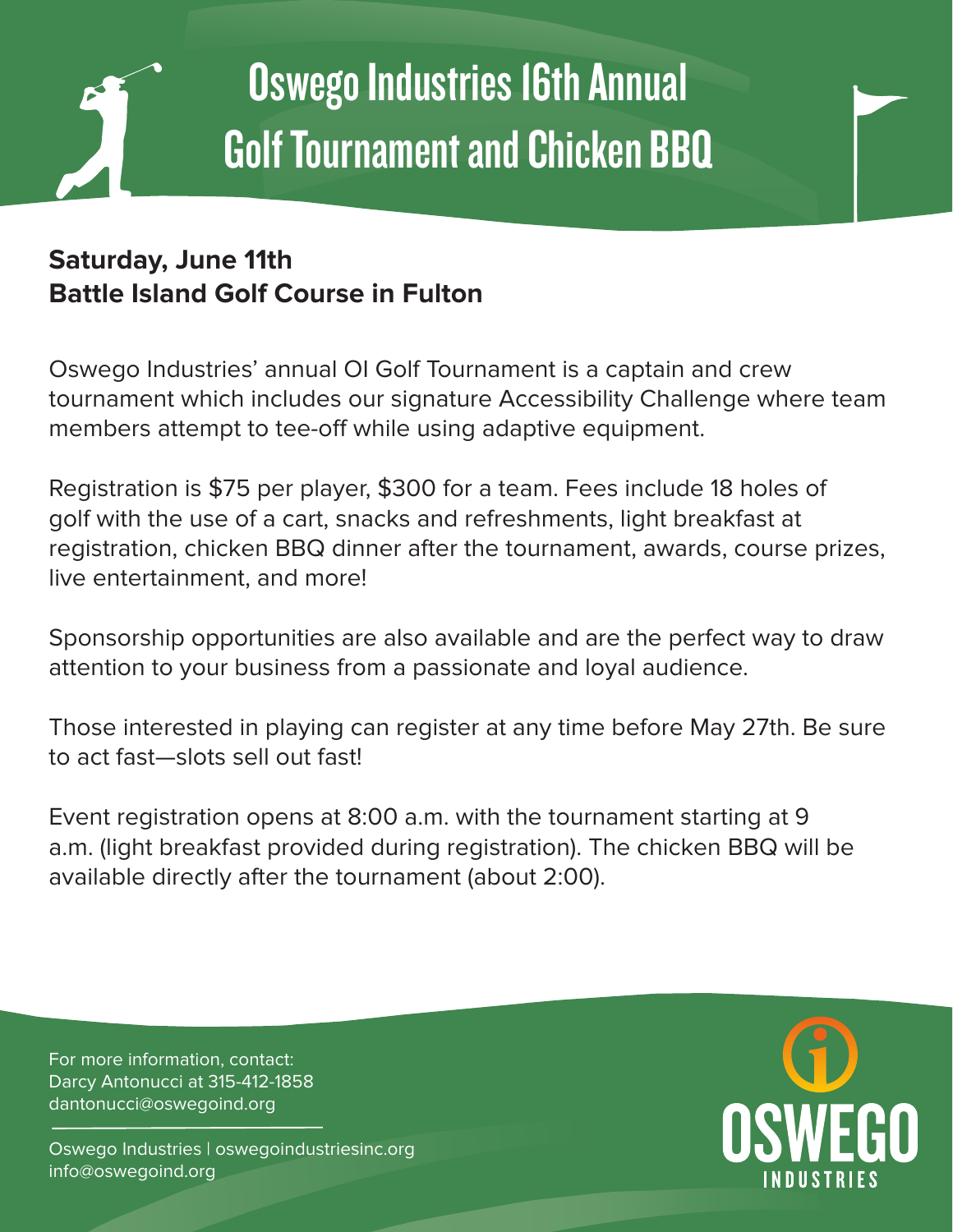# Oswego Industries 16th Annual Golf Tournament and Chicken BBQ

**Saturday, June 11th**
**Battle Island Golf Course in Fulton**

Oswego Industries' annual OI Golf Tournament is a captain and crew tournament which includes our signature Accessibility Challenge where team members attempt to tee-off while using adaptive equipment.

Registration is $75 per player, $300 for a team. Fees include 18 holes of golf with the use of a cart, snacks and refreshments, light breakfast at registration, chicken BBQ dinner after the tournament, awards, course prizes, live entertainment, and more!

Sponsorship opportunities are also available and are the perfect way to draw attention to your business from a passionate and loyal audience.

Those interested in playing can register at any time before May 27th. Be sure to act fast—slots sell out fast!

Event registration opens at 8:00 a.m. with the tournament starting at 9 a.m. (light breakfast provided during registration). The chicken BBQ will be available directly after the tournament (about 2:00).

For more information, contact:
Darcy Antonucci at 315-412-1858
dantonucci@oswegoind.org

Oswego Industries | oswegoindustriesinc.org
info@oswegoind.org

OSWEGO INDUSTRIES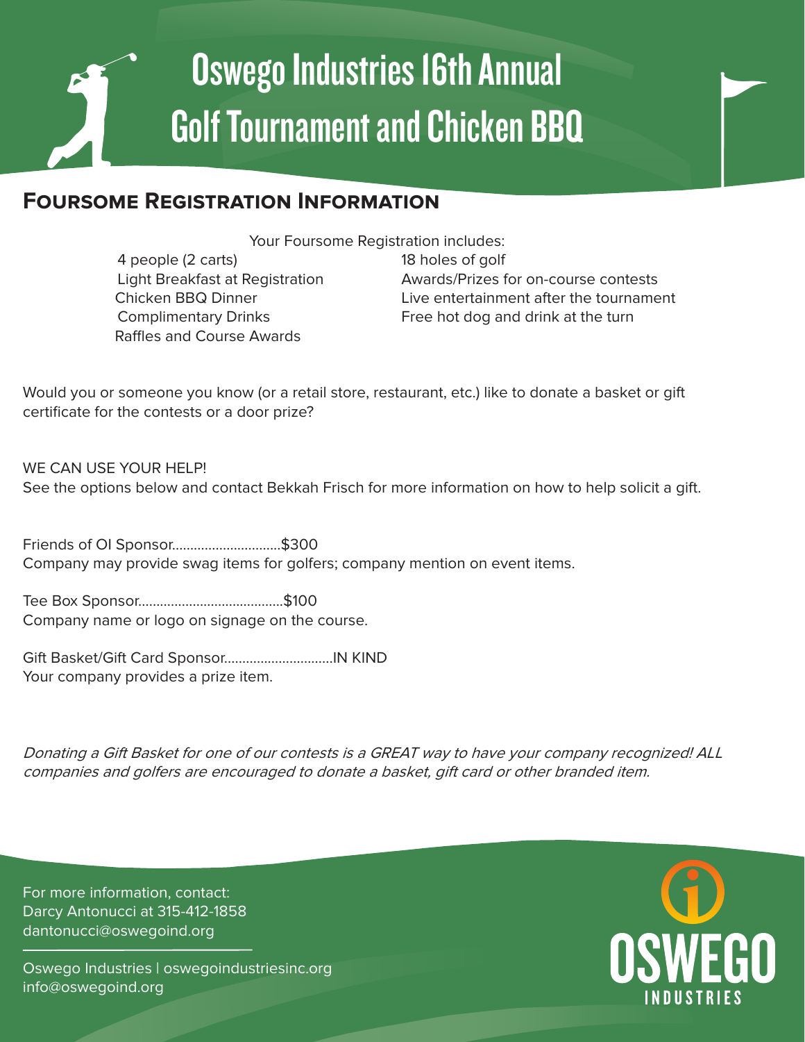# Oswego Industries 16th Annual Golf Tournament and Chicken BBQ

## Foursome Registration Information

Your Foursome Registration includes:

- 4 people (2 carts)
- Light Breakfast at Registration
- Chicken BBQ Dinner
- Complimentary Drinks
- Raffles and Course Awards
- 18 holes of golf
- Awards/Prizes for on-course contests
- Live entertainment after the tournament
- Free hot dog and drink at the turn

Would you or someone you know (or a retail store, restaurant, etc.) like to donate a basket or gift certificate for the contests or a door prize?

WE CAN USE YOUR HELP!
See the options below and contact Bekkah Frisch for more information on how to help solicit a gift.

Friends of OI Sponsor.............................$300
Company may provide swag items for golfers; company mention on event items.

Tee Box Sponsor.......................................$100
Company name or logo on signage on the course.

Gift Basket/Gift Card Sponsor.............................IN KIND
Your company provides a prize item.

*Donating a Gift Basket for one of our contests is a GREAT way to have your company recognized! ALL companies and golfers are encouraged to donate a basket, gift card or other branded item.*

For more information, contact:
Darcy Antonucci at 315-412-1858
dantonucci@oswegoind.org

Oswego Industries | oswegoindustriesinc.org
info@oswegoind.org

OSWEGO INDUSTRIES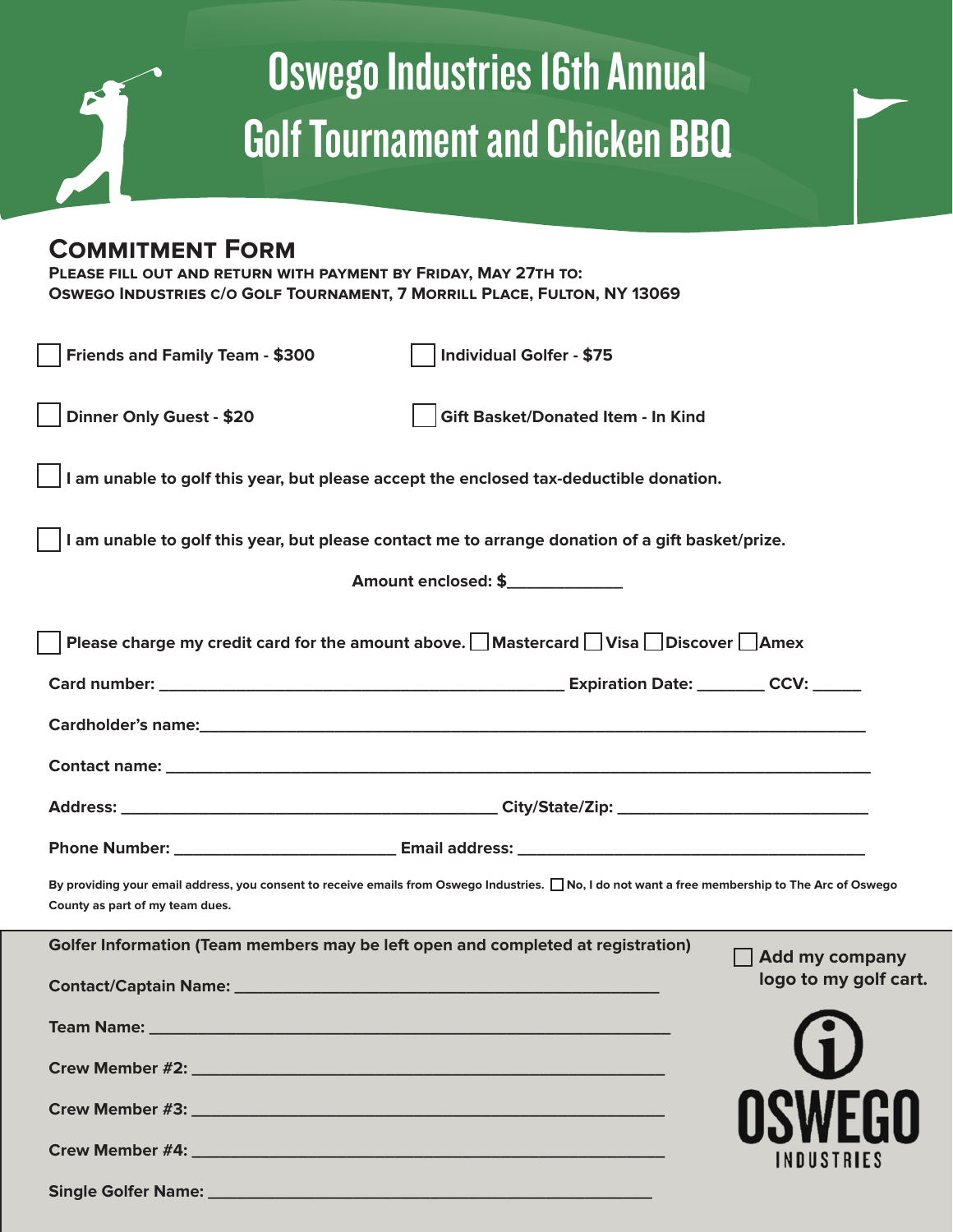# Oswego Industries 16th Annual Golf Tournament and Chicken BBQ

## Commitment Form

**Please fill out and return with payment by Friday, May 27th to:**
**Oswego Industries c/o Golf Tournament, 7 Morrill Place, Fulton, NY 13069**

☐ **Friends and Family Team - $300**

☐ **Individual Golfer - $75**

☐ **Dinner Only Guest - $20**

☐ **Gift Basket/Donated Item - In Kind**

☐ **I am unable to golf this year, but please accept the enclosed tax-deductible donation.**

☐ **I am unable to golf this year, but please contact me to arrange donation of a gift basket/prize.**

**Amount enclosed: $_____________**

☐ **Please charge my credit card for the amount above.** ☐ **Mastercard** ☐ **Visa** ☐ **Discover** ☐ **Amex**

**Card number:** _____________________________________________ **Expiration Date:** _______ **CCV:** _____

**Cardholder's name:**_____________________________________________________________________________

**Contact name:** _________________________________________________________________________________

**Address:** ________________________________________ **City/State/Zip:** ___________________________

**Phone Number:** ________________________ **Email address:** ______________________________________

**By providing your email address, you consent to receive emails from Oswego Industries.** ☐ **No, I do not want a free membership to The Arc of Oswego County as part of my team dues.**

**Golfer Information (Team members may be left open and completed at registration)**

☐ **Add my company logo to my golf cart.**

**Contact/Captain Name:** _______________________________________________

**Team Name:** __________________________________________________________

**Crew Member #2:** _____________________________________________________

**Crew Member #3:** _____________________________________________________

**Crew Member #4:** _____________________________________________________

**Single Golfer Name:** __________________________________________________

OSWEGO INDUSTRIES